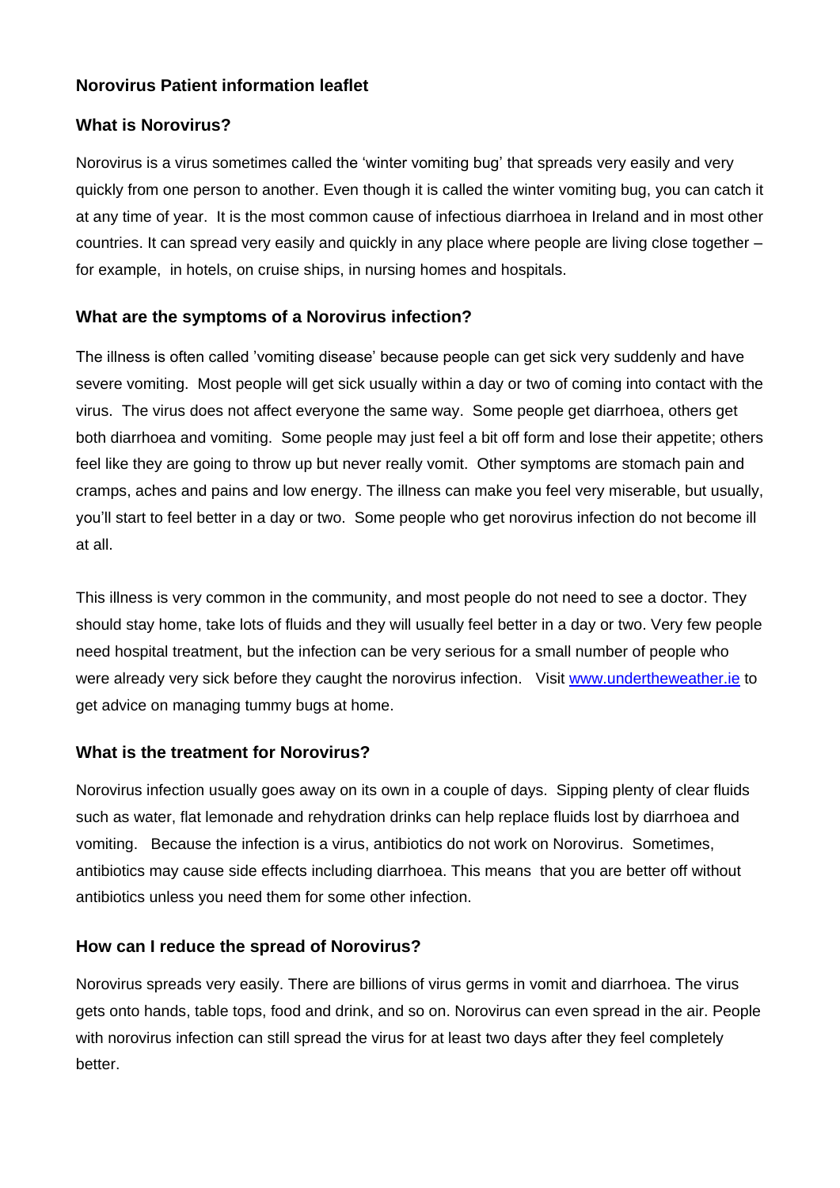# Norovirus Patient information leaflet

## What is Norovirus?

Norovirus is a virus sometimes called the 'winter vomiting bug' that spreads very easily and very quickly from one person to another. Even though it is called the winter vomiting bug, you can catch it at any time of year. It is the most common cause of infectious diarrhoea in Ireland and in most other countries. It can spread very easily and quickly in any place where people are living close together – for example, in hotels, on cruise ships, in nursing homes and hospitals.

## What are the symptoms of a Norovirus infection?

The illness is often called 'vomiting disease' because people can get sick very suddenly and have severe vomiting. Most people will get sick usually within a day or two of coming into contact with the virus. The virus does not affect everyone the same way. Some people get diarrhoea, others get both diarrhoea and vomiting. Some people may just feel a bit off form and lose their appetite; others feel like they are going to throw up but never really vomit. Other symptoms are stomach pain and cramps, aches and pains and low energy. The illness can make you feel very miserable, but usually, you'll start to feel better in a day or two. Some people who get norovirus infection do not become ill at all.

This illness is very common in the community, and most people do not need to see a doctor. They should stay home, take lots of fluids and they will usually feel better in a day or two. Very few people need hospital treatment, but the infection can be very serious for a small number of people who were already very sick before they caught the norovirus infection. Visit [www.undertheweather.ie](http://www.undertheweather.ie) to get advice on managing tummy bugs at home.

## What is the treatment for Norovirus?

Norovirus infection usually goes away on its own in a couple of days. Sipping plenty of clear fluids such as water, flat lemonade and rehydration drinks can help replace fluids lost by diarrhoea and vomiting. Because the infection is a virus, antibiotics do not work on Norovirus. Sometimes, antibiotics may cause side effects including diarrhoea. This means that you are better off without antibiotics unless you need them for some other infection.

## How can I reduce the spread of Norovirus?

Norovirus spreads very easily. There are billions of virus germs in vomit and diarrhoea. The virus gets onto hands, table tops, food and drink, and so on. Norovirus can even spread in the air. People with norovirus infection can still spread the virus for at least two days after they feel completely better.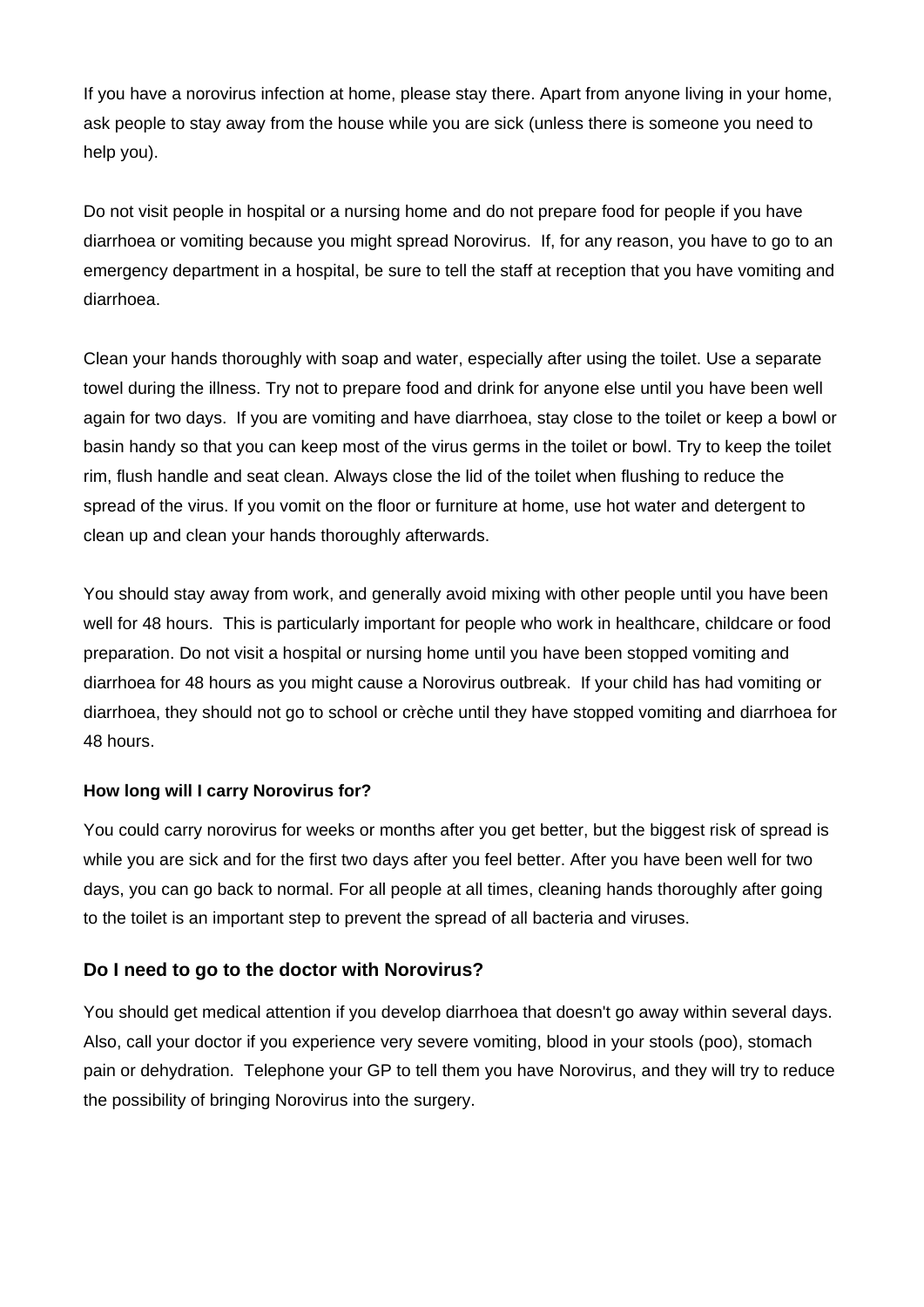If you have a norovirus infection at home, please stay there. Apart from anyone living in your home, ask people to stay away from the house while you are sick (unless there is someone you need to help you).

Do not visit people in hospital or a nursing home and do not prepare food for people if you have diarrhoea or vomiting because you might spread Norovirus. If, for any reason, you have to go to an emergency department in a hospital, be sure to tell the staff at reception that you have vomiting and diarrhoea.

Clean your hands thoroughly with soap and water, especially after using the toilet. Use a separate towel during the illness. Try not to prepare food and drink for anyone else until you have been well again for two days. If you are vomiting and have diarrhoea, stay close to the toilet or keep a bowl or basin handy so that you can keep most of the virus germs in the toilet or bowl. Try to keep the toilet rim, flush handle and seat clean. Always close the lid of the toilet when flushing to reduce the spread of the virus. If you vomit on the floor or furniture at home, use hot water and detergent to clean up and clean your hands thoroughly afterwards.

You should stay away from work, and generally avoid mixing with other people until you have been well for 48 hours. This is particularly important for people who work in healthcare, childcare or food preparation. Do not visit a hospital or nursing home until you have been stopped vomiting and diarrhoea for 48 hours as you might cause a Norovirus outbreak. If your child has had vomiting or diarrhoea, they should not go to school or crèche until they have stopped vomiting and diarrhoea for 48 hours.

#### How long will I carry Norovirus for?

You could carry norovirus for weeks or months after you get better, but the biggest risk of spread is while you are sick and for the first two days after you feel better. After you have been well for two days, you can go back to normal. For all people at all times, cleaning hands thoroughly after going to the toilet is an important step to prevent the spread of all bacteria and viruses.

### Do I need to go to the doctor with Norovirus?

You should get medical attention if you develop diarrhoea that doesn't go away within several days. Also, call your doctor if you experience very severe vomiting, blood in your stools (poo), stomach pain or dehydration. Telephone your GP to tell them you have Norovirus, and they will try to reduce the possibility of bringing Norovirus into the surgery.